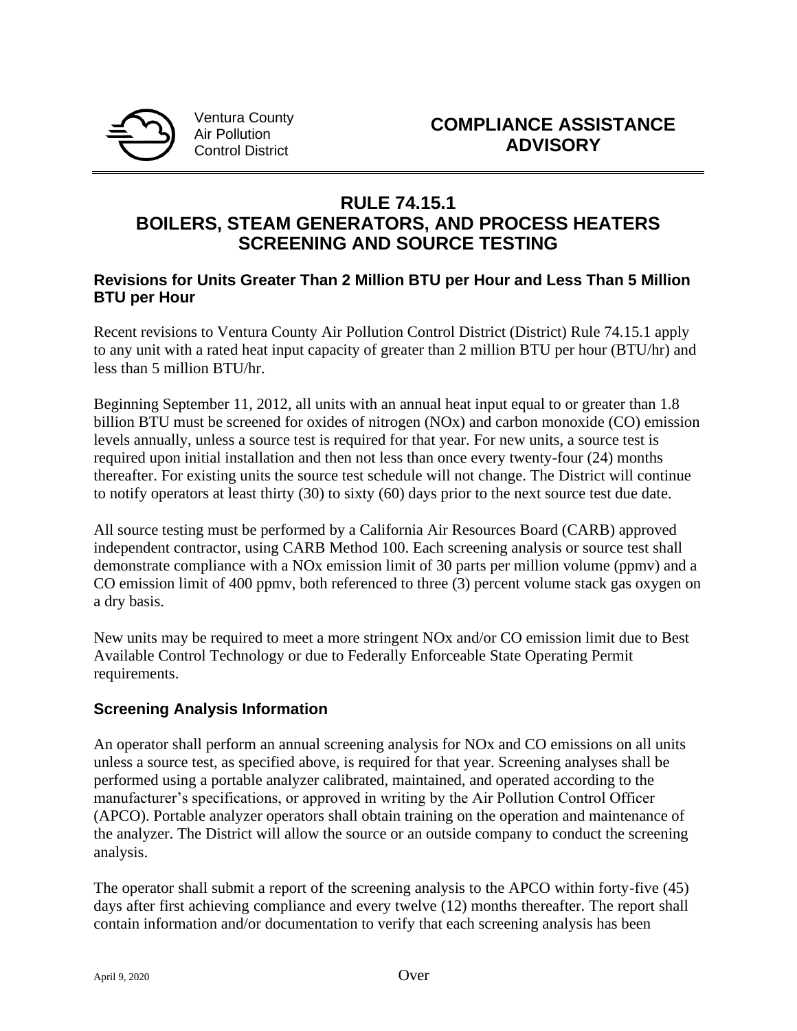Ventura County
Air Pollution
Control District

# COMPLIANCE ASSISTANCE ADVISORY

## RULE 74.15.1
## BOILERS, STEAM GENERATORS, AND PROCESS HEATERS
## SCREENING AND SOURCE TESTING

### Revisions for Units Greater Than 2 Million BTU per Hour and Less Than 5 Million BTU per Hour

Recent revisions to Ventura County Air Pollution Control District (District) Rule 74.15.1 apply to any unit with a rated heat input capacity of greater than 2 million BTU per hour (BTU/hr) and less than 5 million BTU/hr.

Beginning September 11, 2012, all units with an annual heat input equal to or greater than 1.8 billion BTU must be screened for oxides of nitrogen (NOx) and carbon monoxide (CO) emission levels annually, unless a source test is required for that year. For new units, a source test is required upon initial installation and then not less than once every twenty-four (24) months thereafter. For existing units the source test schedule will not change. The District will continue to notify operators at least thirty (30) to sixty (60) days prior to the next source test due date.

All source testing must be performed by a California Air Resources Board (CARB) approved independent contractor, using CARB Method 100. Each screening analysis or source test shall demonstrate compliance with a NOx emission limit of 30 parts per million volume (ppmv) and a CO emission limit of 400 ppmv, both referenced to three (3) percent volume stack gas oxygen on a dry basis.

New units may be required to meet a more stringent NOx and/or CO emission limit due to Best Available Control Technology or due to Federally Enforceable State Operating Permit requirements.

### Screening Analysis Information

An operator shall perform an annual screening analysis for NOx and CO emissions on all units unless a source test, as specified above, is required for that year. Screening analyses shall be performed using a portable analyzer calibrated, maintained, and operated according to the manufacturer's specifications, or approved in writing by the Air Pollution Control Officer (APCO). Portable analyzer operators shall obtain training on the operation and maintenance of the analyzer. The District will allow the source or an outside company to conduct the screening analysis.

The operator shall submit a report of the screening analysis to the APCO within forty-five (45) days after first achieving compliance and every twelve (12) months thereafter. The report shall contain information and/or documentation to verify that each screening analysis has been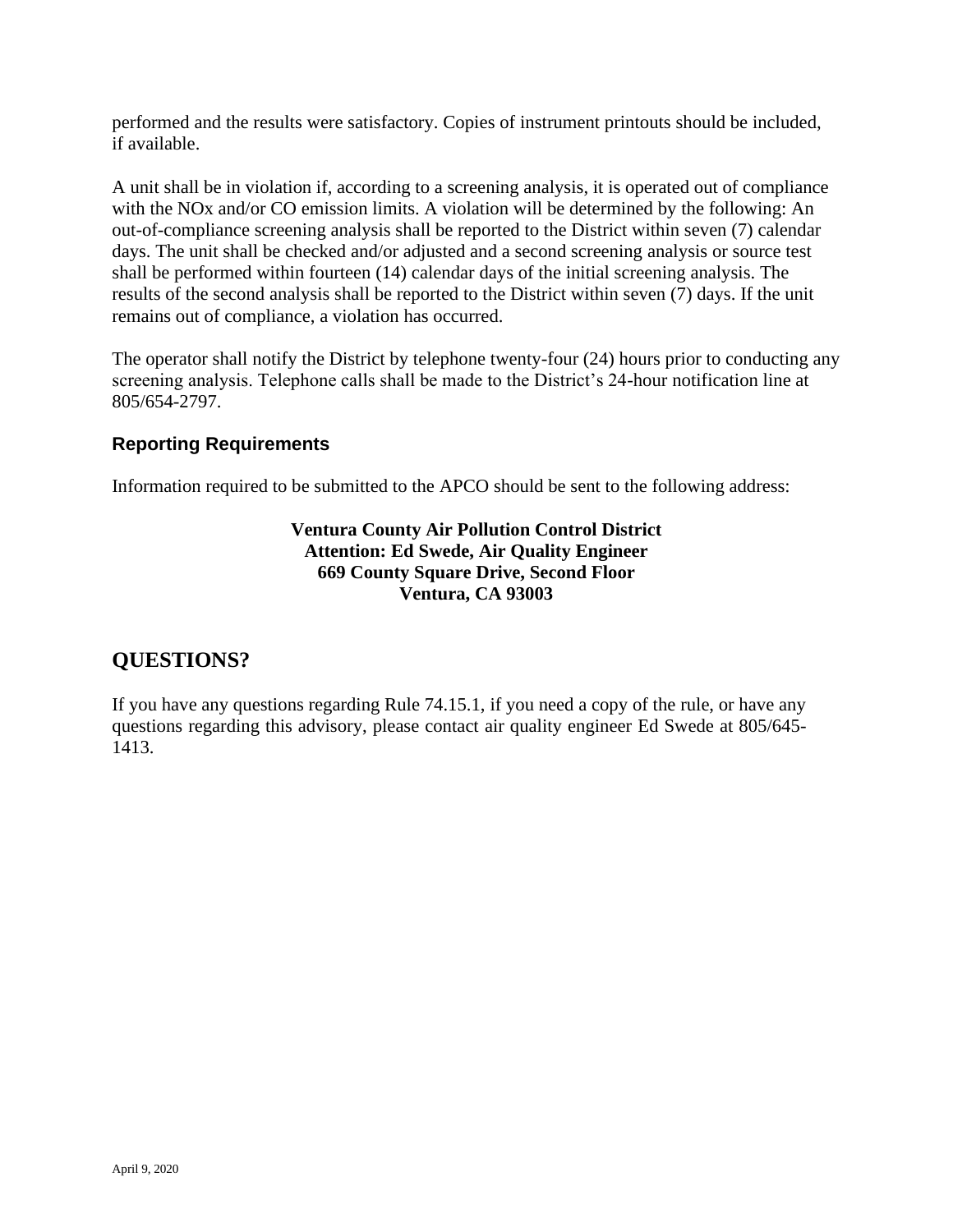performed and the results were satisfactory. Copies of instrument printouts should be included, if available.

A unit shall be in violation if, according to a screening analysis, it is operated out of compliance with the NOx and/or CO emission limits. A violation will be determined by the following: An out-of-compliance screening analysis shall be reported to the District within seven (7) calendar days. The unit shall be checked and/or adjusted and a second screening analysis or source test shall be performed within fourteen (14) calendar days of the initial screening analysis. The results of the second analysis shall be reported to the District within seven (7) days. If the unit remains out of compliance, a violation has occurred.

The operator shall notify the District by telephone twenty-four (24) hours prior to conducting any screening analysis. Telephone calls shall be made to the District's 24-hour notification line at 805/654-2797.

### Reporting Requirements

Information required to be submitted to the APCO should be sent to the following address:

**Ventura County Air Pollution Control District**
**Attention: Ed Swede, Air Quality Engineer**
**669 County Square Drive, Second Floor**
**Ventura, CA 93003**

## QUESTIONS?

If you have any questions regarding Rule 74.15.1, if you need a copy of the rule, or have any questions regarding this advisory, please contact air quality engineer Ed Swede at 805/645-1413.

April 9, 2020